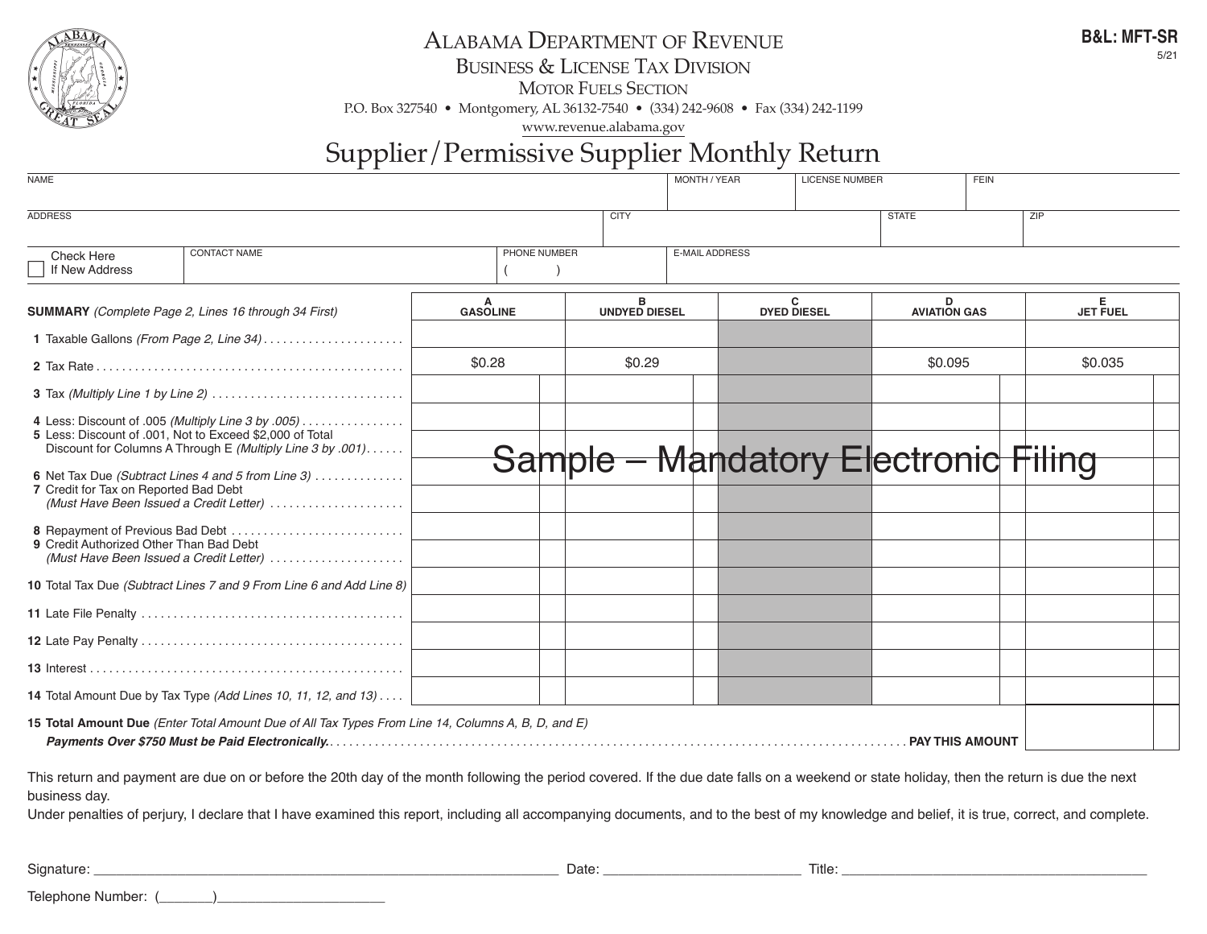# ALABAMA DEPARTMENT OF REVENUE

## BUSINESS & LICENSE TAX DIVISION

### MOTOR FUELS SECTION

P.O. Box 327540 • Montgomery, AL 36132-7540 • (334) 242-9608 • Fax (334) 242-1199

www.revenue.alabama.gov

**B&L: MFT-SR**
5/21

# Supplier/Permissive Supplier Monthly Return

| NAME | MONTH / YEAR | LICENSE NUMBER | FEIN |
|---|---|---|---|
| | | | |

| ADDRESS | CITY | STATE | ZIP |
|---|---|---|---|
| | | | |

| ☐ Check Here If New Address | CONTACT NAME | PHONE NUMBER | E-MAIL ADDRESS |
|---|---|---|---|
| | | ( ) | |

| **SUMMARY** *(Complete Page 2, Lines 16 through 34 First)* | A GASOLINE | B UNDYED DIESEL | C DYED DIESEL | D AVIATION GAS | E JET FUEL |
|---|---|---|---|---|---|
| **1** Taxable Gallons *(From Page 2, Line 34)* | | | | | |
| **2** Tax Rate | $0.28 | $0.29 | | $0.095 | $0.035 |
| **3** Tax *(Multiply Line 1 by Line 2)* | | | | | |
| **4** Less: Discount of .005 *(Multiply Line 3 by .005)* | | | | | |
| **5** Less: Discount of .001, Not to Exceed $2,000 of Total Discount for Columns A Through E *(Multiply Line 3 by .001)* | | | | | |
| **6** Net Tax Due *(Subtract Lines 4 and 5 from Line 3)* | | | | | |
| **7** Credit for Tax on Reported Bad Debt *(Must Have Been Issued a Credit Letter)* | | | | | |
| **8** Repayment of Previous Bad Debt | | | | | |
| **9** Credit Authorized Other Than Bad Debt *(Must Have Been Issued a Credit Letter)* | | | | | |
| **10** Total Tax Due *(Subtract Lines 7 and 9 From Line 6 and Add Line 8)* | | | | | |
| **11** Late File Penalty | | | | | |
| **12** Late Pay Penalty | | | | | |
| **13** Interest | | | | | |
| **14** Total Amount Due by Tax Type *(Add Lines 10, 11, 12, and 13)* | | | | | |

Sample – Mandatory Electronic Filing

**15 Total Amount Due** *(Enter Total Amount Due of All Tax Types From Line 14, Columns A, B, D, and E)*
***Payments Over $750 Must be Paid Electronically.*** **PAY THIS AMOUNT** ________

This return and payment are due on or before the 20th day of the month following the period covered. If the due date falls on a weekend or state holiday, then the return is due the next business day.

Under penalties of perjury, I declare that I have examined this report, including all accompanying documents, and to the best of my knowledge and belief, it is true, correct, and complete.

Signature: ______________________ Date: ______________ Title: ______________________

Telephone Number: (_______)____________________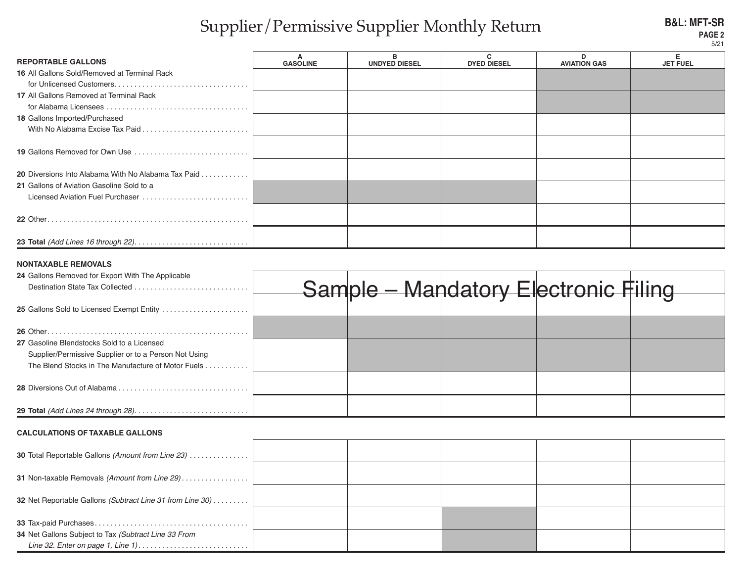# Supplier/Permissive Supplier Monthly Return

**B&L: MFT-SR**
**PAGE 2**
5/21

| REPORTABLE GALLONS | A GASOLINE | B UNDYED DIESEL | C DYED DIESEL | D AVIATION GAS | E JET FUEL |
|---|---|---|---|---|---|
| 16 All Gallons Sold/Removed at Terminal Rack for Unlicensed Customers | | | | | |
| 17 All Gallons Removed at Terminal Rack for Alabama Licensees | | | | | |
| 18 Gallons Imported/Purchased With No Alabama Excise Tax Paid | | | | | |
| 19 Gallons Removed for Own Use | | | | | |
| 20 Diversions Into Alabama With No Alabama Tax Paid | | | | | |
| 21 Gallons of Aviation Gasoline Sold to a Licensed Aviation Fuel Purchaser | | | | | |
| 22 Other | | | | | |
| 23 **Total** *(Add Lines 16 through 22)* | | | | | |

| NONTAXABLE REMOVALS | A GASOLINE | B UNDYED DIESEL | C DYED DIESEL | D AVIATION GAS | E JET FUEL |
|---|---|---|---|---|---|
| 24 Gallons Removed for Export With The Applicable Destination State Tax Collected | | | | | |
| 25 Gallons Sold to Licensed Exempt Entity | | | | | |
| 26 Other | | | | | |
| 27 Gasoline Blendstocks Sold to a Licensed Supplier/Permissive Supplier or to a Person Not Using The Blend Stocks in The Manufacture of Motor Fuels | | | | | |
| 28 Diversions Out of Alabama | | | | | |
| 29 **Total** *(Add Lines 24 through 28)* | | | | | |

Sample – Mandatory Electronic Filing

| CALCULATIONS OF TAXABLE GALLONS | A GASOLINE | B UNDYED DIESEL | C DYED DIESEL | D AVIATION GAS | E JET FUEL |
|---|---|---|---|---|---|
| 30 Total Reportable Gallons *(Amount from Line 23)* | | | | | |
| 31 Non-taxable Removals *(Amount from Line 29)* | | | | | |
| 32 Net Reportable Gallons *(Subtract Line 31 from Line 30)* | | | | | |
| 33 Tax-paid Purchases | | | | | |
| 34 Net Gallons Subject to Tax *(Subtract Line 33 From Line 32. Enter on page 1, Line 1)* | | | | | |